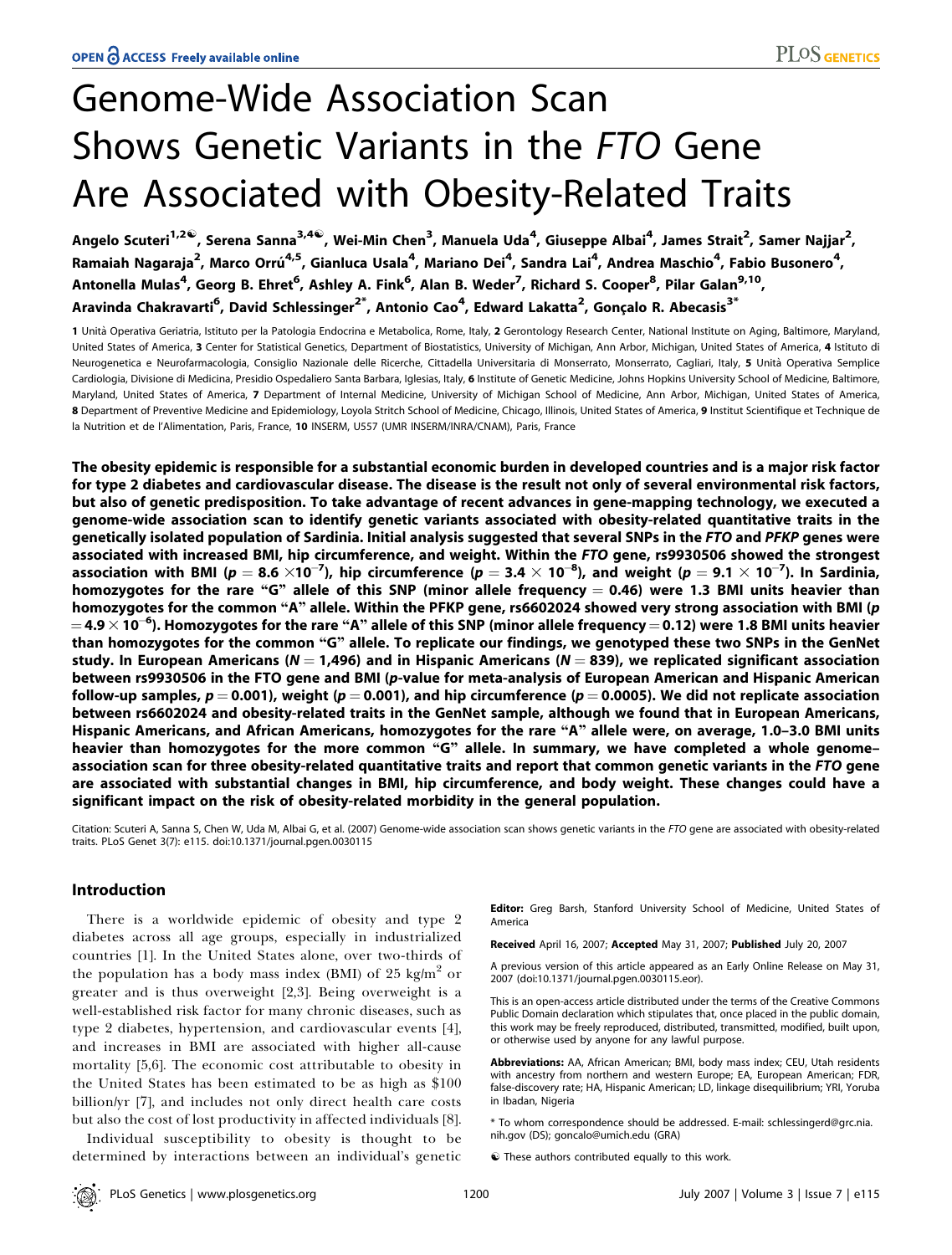OPEN ACCESS Freely available online

# Genome-Wide Association Scan Shows Genetic Variants in the *FTO* Gene Are Associated with Obesity-Related Traits

Angelo Scuteri[1,2☯], Serena Sanna[3,4☯], Wei-Min Chen[3], Manuela Uda[4], Giuseppe Albai[4], James Strait[2], Samer Najjar[2], Ramaiah Nagaraja[2], Marco Orrú[4,5], Gianluca Usala[4], Mariano Dei[4], Sandra Lai[4], Andrea Maschio[4], Fabio Busonero[4], Antonella Mulas[4], Georg B. Ehret[6], Ashley A. Fink[6], Alan B. Weder[7], Richard S. Cooper[8], Pilar Galan[9,10], Aravinda Chakravarti[6], David Schlessinger[2*], Antonio Cao[4], Edward Lakatta[2], Gonçalo R. Abecasis[3*]

**1** Unità Operativa Geriatria, Istituto per la Patologia Endocrina e Metabolica, Rome, Italy, **2** Gerontology Research Center, National Institute on Aging, Baltimore, Maryland, United States of America, **3** Center for Statistical Genetics, Department of Biostatistics, University of Michigan, Ann Arbor, Michigan, United States of America, **4** Istituto di Neurogenetica e Neurofarmacologia, Consiglio Nazionale delle Ricerche, Cittadella Universitaria di Monserrato, Monserrato, Cagliari, Italy, **5** Unità Operativa Semplice Cardiologia, Divisione di Medicina, Presidio Ospedaliero Santa Barbara, Iglesias, Italy, **6** Institute of Genetic Medicine, Johns Hopkins University School of Medicine, Baltimore, Maryland, United States of America, **7** Department of Internal Medicine, University of Michigan School of Medicine, Ann Arbor, Michigan, United States of America, **8** Department of Preventive Medicine and Epidemiology, Loyola Stritch School of Medicine, Chicago, Illinois, United States of America, **9** Institut Scientifique et Technique de la Nutrition et de l'Alimentation, Paris, France, **10** INSERM, U557 (UMR INSERM/INRA/CNAM), Paris, France

**The obesity epidemic is responsible for a substantial economic burden in developed countries and is a major risk factor for type 2 diabetes and cardiovascular disease. The disease is the result not only of several environmental risk factors, but also of genetic predisposition. To take advantage of recent advances in gene-mapping technology, we executed a genome-wide association scan to identify genetic variants associated with obesity-related quantitative traits in the genetically isolated population of Sardinia. Initial analysis suggested that several SNPs in the *FTO* and *PFKP* genes were associated with increased BMI, hip circumference, and weight. Within the *FTO* gene, rs9930506 showed the strongest association with BMI ($p = 8.6 \times 10^{-7}$), hip circumference ($p = 3.4 \times 10^{-8}$), and weight ($p = 9.1 \times 10^{-7}$). In Sardinia, homozygotes for the rare "G" allele of this SNP (minor allele frequency = 0.46) were 1.3 BMI units heavier than homozygotes for the common "A" allele. Within the PFKP gene, rs6602024 showed very strong association with BMI ($p = 4.9 \times 10^{-6}$). Homozygotes for the rare "A" allele of this SNP (minor allele frequency = 0.12) were 1.8 BMI units heavier than homozygotes for the common "G" allele. To replicate our findings, we genotyped these two SNPs in the GenNet study. In European Americans ($N = 1,496$) and in Hispanic Americans ($N = 839$), we replicated significant association between rs9930506 in the FTO gene and BMI (*p*-value for meta-analysis of European American and Hispanic American follow-up samples, $p = 0.001$), weight ($p = 0.001$), and hip circumference ($p = 0.0005$). We did not replicate association between rs6602024 and obesity-related traits in the GenNet sample, although we found that in European Americans, Hispanic Americans, and African Americans, homozygotes for the rare "A" allele were, on average, 1.0–3.0 BMI units heavier than homozygotes for the more common "G" allele. In summary, we have completed a whole genome–association scan for three obesity-related quantitative traits and report that common genetic variants in the *FTO* gene are associated with substantial changes in BMI, hip circumference, and body weight. These changes could have a significant impact on the risk of obesity-related morbidity in the general population.**

Citation: Scuteri A, Sanna S, Chen W, Uda M, Albai G, et al. (2007) Genome-wide association scan shows genetic variants in the *FTO* gene are associated with obesity-related traits. PLoS Genet 3(7): e115. doi:10.1371/journal.pgen.0030115

## Introduction

There is a worldwide epidemic of obesity and type 2 diabetes across all age groups, especially in industrialized countries [1]. In the United States alone, over two-thirds of the population has a body mass index (BMI) of 25 kg/m$^2$ or greater and is thus overweight [2,3]. Being overweight is a well-established risk factor for many chronic diseases, such as type 2 diabetes, hypertension, and cardiovascular events [4], and increases in BMI are associated with higher all-cause mortality [5,6]. The economic cost attributable to obesity in the United States has been estimated to be as high as \$100 billion/yr [7], and includes not only direct health care costs but also the cost of lost productivity in affected individuals [8].

Individual susceptibility to obesity is thought to be determined by interactions between an individual's genetic

**Editor:** Greg Barsh, Stanford University School of Medicine, United States of America

**Received** April 16, 2007; **Accepted** May 31, 2007; **Published** July 20, 2007

A previous version of this article appeared as an Early Online Release on May 31, 2007 (doi:10.1371/journal.pgen.0030115.eor).

This is an open-access article distributed under the terms of the Creative Commons Public Domain declaration which stipulates that, once placed in the public domain, this work may be freely reproduced, distributed, transmitted, modified, built upon, or otherwise used by anyone for any lawful purpose.

**Abbreviations:** AA, African American; BMI, body mass index; CEU, Utah residents with ancestry from northern and western Europe; EA, European American; FDR, false-discovery rate; HA, Hispanic American; LD, linkage disequilibrium; YRI, Yoruba in Ibadan, Nigeria

* To whom correspondence should be addressed. E-mail: schlessingerd@grc.nia.nih.gov (DS); goncalo@umich.edu (GRA)

☯ These authors contributed equally to this work.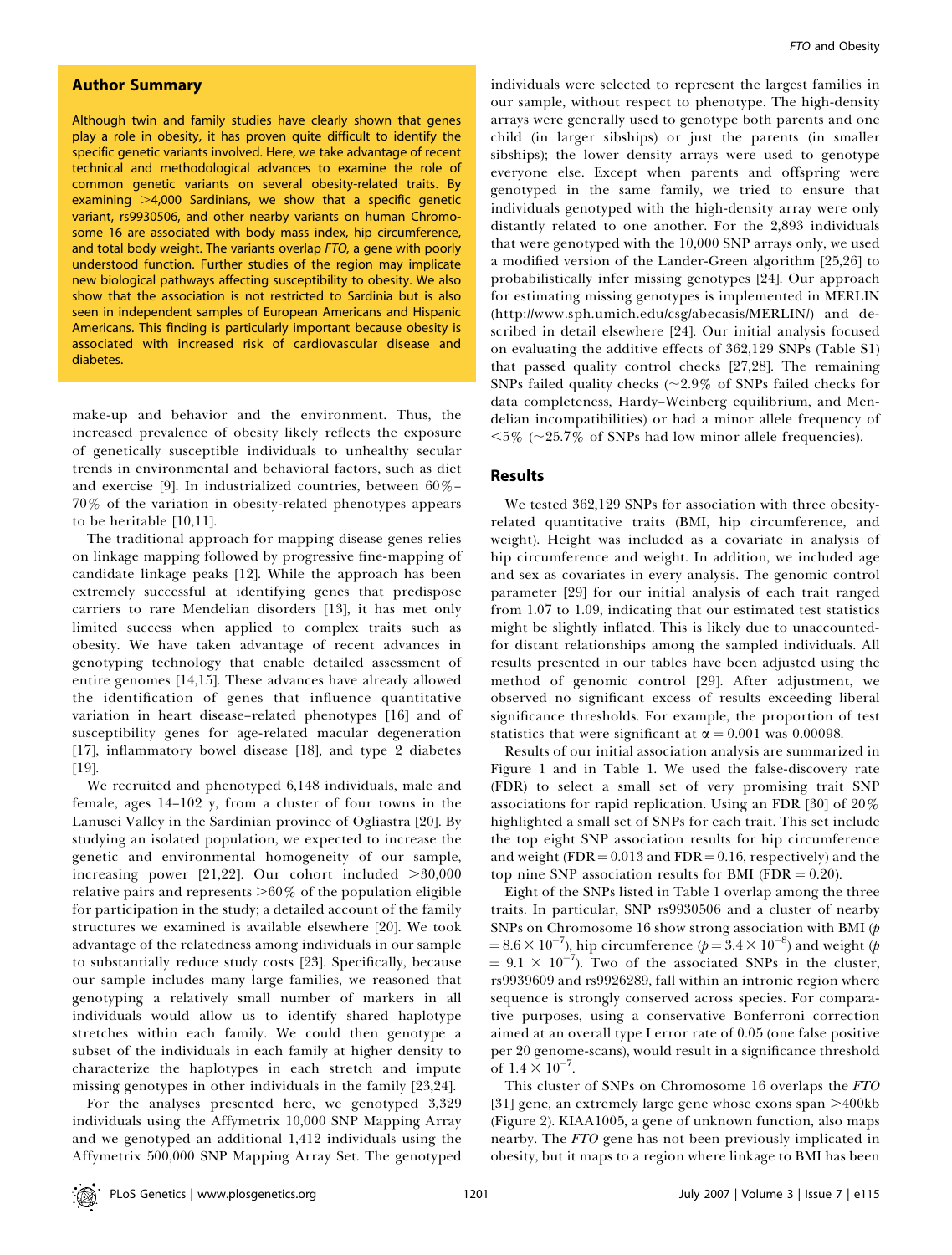## Author Summary

Although twin and family studies have clearly shown that genes play a role in obesity, it has proven quite difficult to identify the specific genetic variants involved. Here, we take advantage of recent technical and methodological advances to examine the role of common genetic variants on several obesity-related traits. By examining >4,000 Sardinians, we show that a specific genetic variant, rs9930506, and other nearby variants on human Chromosome 16 are associated with body mass index, hip circumference, and total body weight. The variants overlap *FTO*, a gene with poorly understood function. Further studies of the region may implicate new biological pathways affecting susceptibility to obesity. We also show that the association is not restricted to Sardinia but is also seen in independent samples of European Americans and Hispanic Americans. This finding is particularly important because obesity is associated with increased risk of cardiovascular disease and diabetes.

make-up and behavior and the environment. Thus, the increased prevalence of obesity likely reflects the exposure of genetically susceptible individuals to unhealthy secular trends in environmental and behavioral factors, such as diet and exercise [9]. In industrialized countries, between 60%–70% of the variation in obesity-related phenotypes appears to be heritable [10,11].

The traditional approach for mapping disease genes relies on linkage mapping followed by progressive fine-mapping of candidate linkage peaks [12]. While the approach has been extremely successful at identifying genes that predispose carriers to rare Mendelian disorders [13], it has met only limited success when applied to complex traits such as obesity. We have taken advantage of recent advances in genotyping technology that enable detailed assessment of entire genomes [14,15]. These advances have already allowed the identification of genes that influence quantitative variation in heart disease–related phenotypes [16] and of susceptibility genes for age-related macular degeneration [17], inflammatory bowel disease [18], and type 2 diabetes [19].

We recruited and phenotyped 6,148 individuals, male and female, ages 14–102 y, from a cluster of four towns in the Lanusei Valley in the Sardinian province of Ogliastra [20]. By studying an isolated population, we expected to increase the genetic and environmental homogeneity of our sample, increasing power [21,22]. Our cohort included >30,000 relative pairs and represents >60% of the population eligible for participation in the study; a detailed account of the family structures we examined is available elsewhere [20]. We took advantage of the relatedness among individuals in our sample to substantially reduce study costs [23]. Specifically, because our sample includes many large families, we reasoned that genotyping a relatively small number of markers in all individuals would allow us to identify shared haplotype stretches within each family. We could then genotype a subset of the individuals in each family at higher density to characterize the haplotypes in each stretch and impute missing genotypes in other individuals in the family [23,24].

For the analyses presented here, we genotyped 3,329 individuals using the Affymetrix 10,000 SNP Mapping Array and we genotyped an additional 1,412 individuals using the Affymetrix 500,000 SNP Mapping Array Set. The genotyped individuals were selected to represent the largest families in our sample, without respect to phenotype. The high-density arrays were generally used to genotype both parents and one child (in larger sibships) or just the parents (in smaller sibships); the lower density arrays were used to genotype everyone else. Except when parents and offspring were genotyped in the same family, we tried to ensure that individuals genotyped with the high-density array were only distantly related to one another. For the 2,893 individuals that were genotyped with the 10,000 SNP arrays only, we used a modified version of the Lander-Green algorithm [25,26] to probabilistically infer missing genotypes [24]. Our approach for estimating missing genotypes is implemented in MERLIN (http://www.sph.umich.edu/csg/abecasis/MERLIN/) and described in detail elsewhere [24]. Our initial analysis focused on evaluating the additive effects of 362,129 SNPs (Table S1) that passed quality control checks [27,28]. The remaining SNPs failed quality checks (~2.9% of SNPs failed checks for data completeness, Hardy–Weinberg equilibrium, and Mendelian incompatibilities) or had a minor allele frequency of <5% (~25.7% of SNPs had low minor allele frequencies).

## Results

We tested 362,129 SNPs for association with three obesity-related quantitative traits (BMI, hip circumference, and weight). Height was included as a covariate in analysis of hip circumference and weight. In addition, we included age and sex as covariates in every analysis. The genomic control parameter [29] for our initial analysis of each trait ranged from 1.07 to 1.09, indicating that our estimated test statistics might be slightly inflated. This is likely due to unaccounted-for distant relationships among the sampled individuals. All results presented in our tables have been adjusted using the method of genomic control [29]. After adjustment, we observed no significant excess of results exceeding liberal significance thresholds. For example, the proportion of test statistics that were significant at $\alpha = 0.001$ was 0.00098.

Results of our initial association analysis are summarized in Figure 1 and in Table 1. We used the false-discovery rate (FDR) to select a small set of very promising trait SNP associations for rapid replication. Using an FDR [30] of 20% highlighted a small set of SNPs for each trait. This set include the top eight SNP association results for hip circumference and weight (FDR = 0.013 and FDR = 0.16, respectively) and the top nine SNP association results for BMI (FDR = 0.20).

Eight of the SNPs listed in Table 1 overlap among the three traits. In particular, SNP rs9930506 and a cluster of nearby SNPs on Chromosome 16 show strong association with BMI ($p = 8.6 \times 10^{-7}$), hip circumference ($p = 3.4 \times 10^{-8}$) and weight ($p = 9.1 \times 10^{-7}$). Two of the associated SNPs in the cluster, rs9939609 and rs9926289, fall within an intronic region where sequence is strongly conserved across species. For comparative purposes, using a conservative Bonferroni correction aimed at an overall type I error rate of 0.05 (one false positive per 20 genome-scans), would result in a significance threshold of $1.4 \times 10^{-7}$.

This cluster of SNPs on Chromosome 16 overlaps the *FTO* [31] gene, an extremely large gene whose exons span >400kb (Figure 2). KIAA1005, a gene of unknown function, also maps nearby. The *FTO* gene has not been previously implicated in obesity, but it maps to a region where linkage to BMI has been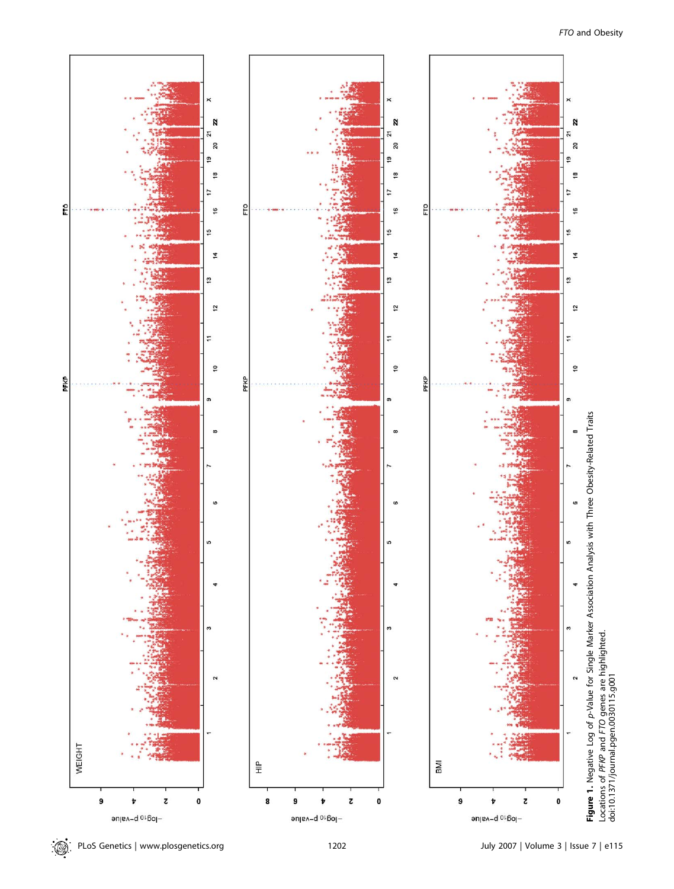**Figure 1.** Negative Log of *p*-Value for Single Marker Association Analysis with Three Obesity-Related Traits

Locations of *PFKP* and *FTO* genes are highlighted.

doi:10.1371/journal.pgen.0030115.g001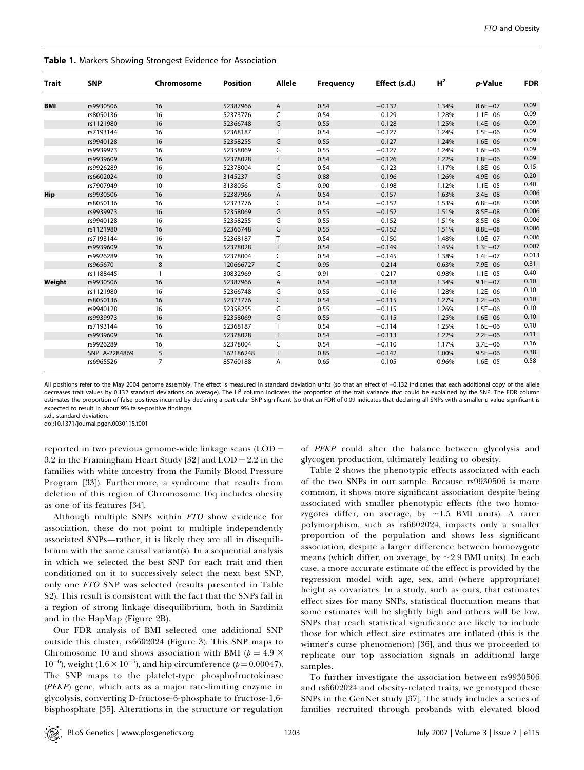**Table 1.** Markers Showing Strongest Evidence for Association

| Trait | SNP | Chromosome | Position | Allele | Frequency | Effect (s.d.) | $H^2$ | p-Value | FDR |
|---|---|---|---|---|---|---|---|---|---|
| **BMI** | rs9930506 | 16 | 52387966 | A | 0.54 | −0.132 | 1.34% | 8.6E−07 | 0.09 |
| | rs8050136 | 16 | 52373776 | C | 0.54 | −0.129 | 1.28% | 1.1E−06 | 0.09 |
| | rs1121980 | 16 | 52366748 | G | 0.55 | −0.128 | 1.25% | 1.4E−06 | 0.09 |
| | rs7193144 | 16 | 52368187 | T | 0.54 | −0.127 | 1.24% | 1.5E−06 | 0.09 |
| | rs9940128 | 16 | 52358255 | G | 0.55 | −0.127 | 1.24% | 1.6E−06 | 0.09 |
| | rs9939973 | 16 | 52358069 | G | 0.55 | −0.127 | 1.24% | 1.6E−06 | 0.09 |
| | rs9939609 | 16 | 52378028 | T | 0.54 | −0.126 | 1.22% | 1.8E−06 | 0.09 |
| | rs9926289 | 16 | 52378004 | C | 0.54 | −0.123 | 1.17% | 1.8E−06 | 0.15 |
| | rs6602024 | 10 | 3145237 | G | 0.88 | −0.196 | 1.26% | 4.9E−06 | 0.20 |
| | rs7907949 | 10 | 3138056 | G | 0.90 | −0.198 | 1.12% | 1.1E−05 | 0.40 |
| **Hip** | rs9930506 | 16 | 52387966 | A | 0.54 | −0.157 | 1.63% | 3.4E−08 | 0.006 |
| | rs8050136 | 16 | 52373776 | C | 0.54 | −0.152 | 1.53% | 6.8E−08 | 0.006 |
| | rs9939973 | 16 | 52358069 | G | 0.55 | −0.152 | 1.51% | 8.5E−08 | 0.006 |
| | rs9940128 | 16 | 52358255 | G | 0.55 | −0.152 | 1.51% | 8.5E−08 | 0.006 |
| | rs1121980 | 16 | 52366748 | G | 0.55 | −0.152 | 1.51% | 8.8E−08 | 0.006 |
| | rs7193144 | 16 | 52368187 | T | 0.54 | −0.150 | 1.48% | 1.0E−07 | 0.006 |
| | rs9939609 | 16 | 52378028 | T | 0.54 | −0.149 | 1.45% | 1.3E−07 | 0.007 |
| | rs9926289 | 16 | 52378004 | C | 0.54 | −0.145 | 1.38% | 1.4E−07 | 0.013 |
| | rs965670 | 8 | 120666727 | C | 0.95 | 0.214 | 0.63% | 7.9E−06 | 0.31 |
| | rs1188445 | 1 | 30832969 | G | 0.91 | −0.217 | 0.98% | 1.1E−05 | 0.40 |
| **Weight** | rs9930506 | 16 | 52387966 | A | 0.54 | −0.118 | 1.34% | 9.1E−07 | 0.10 |
| | rs1121980 | 16 | 52366748 | G | 0.55 | −0.116 | 1.28% | 1.2E−06 | 0.10 |
| | rs8050136 | 16 | 52373776 | C | 0.54 | −0.115 | 1.27% | 1.2E−06 | 0.10 |
| | rs9940128 | 16 | 52358255 | G | 0.55 | −0.115 | 1.26% | 1.5E−06 | 0.10 |
| | rs9939973 | 16 | 52358069 | G | 0.55 | −0.115 | 1.25% | 1.6E−06 | 0.10 |
| | rs7193144 | 16 | 52368187 | T | 0.54 | −0.114 | 1.25% | 1.6E−06 | 0.10 |
| | rs9939609 | 16 | 52378028 | T | 0.54 | −0.113 | 1.22% | 2.2E−06 | 0.11 |
| | rs9926289 | 16 | 52378004 | C | 0.54 | −0.110 | 1.17% | 3.7E−06 | 0.16 |
| | SNP_A-2284869 | 5 | 162186248 | T | 0.85 | −0.142 | 1.00% | 9.5E−06 | 0.38 |
| | rs6965526 | 7 | 85760188 | A | 0.65 | −0.105 | 0.96% | 1.6E−05 | 0.58 |

All positions refer to the May 2004 genome assembly. The effect is measured in standard deviation units (so that an effect of −0.132 indicates that each additional copy of the allele decreases trait values by 0.132 standard deviations on average). The $H^2$ column indicates the proportion of the trait variance that could be explained by the SNP. The FDR column estimates the proportion of false positives incurred by declaring a particular SNP significant (so that an FDR of 0.09 indicates that declaring all SNPs with a smaller p-value significant is expected to result in about 9% false-positive findings).
s.d., standard deviation.
doi:10.1371/journal.pgen.0030115.t001

reported in two previous genome-wide linkage scans (LOD = 3.2 in the Framingham Heart Study [32] and LOD = 2.2 in the families with white ancestry from the Family Blood Pressure Program [33]). Furthermore, a syndrome that results from deletion of this region of Chromosome 16q includes obesity as one of its features [34].

Although multiple SNPs within *FTO* show evidence for association, these do not point to multiple independently associated SNPs—rather, it is likely they are all in disequilibrium with the same causal variant(s). In a sequential analysis in which we selected the best SNP for each trait and then conditioned on it to successively select the next best SNP, only one *FTO* SNP was selected (results presented in Table S2). This result is consistent with the fact that the SNPs fall in a region of strong linkage disequilibrium, both in Sardinia and in the HapMap (Figure 2B).

Our FDR analysis of BMI selected one additional SNP outside this cluster, rs6602024 (Figure 3). This SNP maps to Chromosome 10 and shows association with BMI ($p = 4.9 \times 10^{-6}$), weight ($1.6 \times 10^{-5}$), and hip circumference ($p = 0.00047$). The SNP maps to the platelet-type phosphofructokinase (*PFKP*) gene, which acts as a major rate-limiting enzyme in glycolysis, converting D-fructose-6-phosphate to fructose-1,6-bisphosphate [35]. Alterations in the structure or regulation of *PFKP* could alter the balance between glycolysis and glycogen production, ultimately leading to obesity.

Table 2 shows the phenotypic effects associated with each of the two SNPs in our sample. Because rs9930506 is more common, it shows more significant association despite being associated with smaller phenotypic effects (the two homozygotes differ, on average, by ~1.5 BMI units). A rarer polymorphism, such as rs6602024, impacts only a smaller proportion of the population and shows less significant association, despite a larger difference between homozygote means (which differ, on average, by ~2.9 BMI units). In each case, a more accurate estimate of the effect is provided by the regression model with age, sex, and (where appropriate) height as covariates. In a study, such as ours, that estimates effect sizes for many SNPs, statistical fluctuation means that some estimates will be slightly high and others will be low. SNPs that reach statistical significance are likely to include those for which effect size estimates are inflated (this is the winner's curse phenomenon) [36], and thus we proceeded to replicate our top association signals in additional large samples.

To further investigate the association between rs9930506 and rs6602024 and obesity-related traits, we genotyped these SNPs in the GenNet study [37]. The study includes a series of families recruited through probands with elevated blood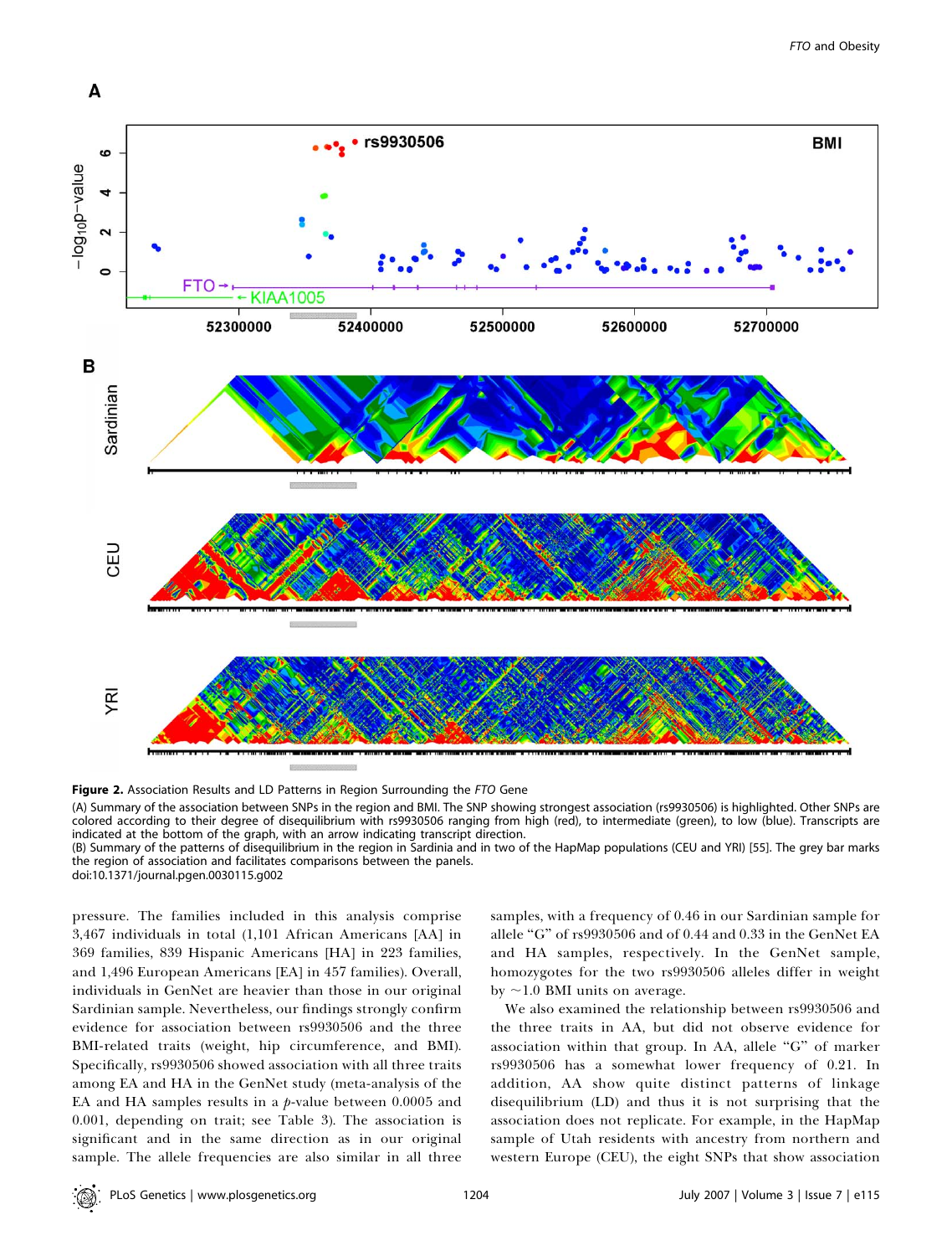**Figure 2.** Association Results and LD Patterns in Region Surrounding the *FTO* Gene

(A) Summary of the association between SNPs in the region and BMI. The SNP showing strongest association (rs9930506) is highlighted. Other SNPs are colored according to their degree of disequilibrium with rs9930506 ranging from high (red), to intermediate (green), to low (blue). Transcripts are indicated at the bottom of the graph, with an arrow indicating transcript direction.

(B) Summary of the patterns of disequilibrium in the region in Sardinia and in two of the HapMap populations (CEU and YRI) [55]. The grey bar marks the region of association and facilitates comparisons between the panels.

doi:10.1371/journal.pgen.0030115.g002

pressure. The families included in this analysis comprise 3,467 individuals in total (1,101 African Americans [AA] in 369 families, 839 Hispanic Americans [HA] in 223 families, and 1,496 European Americans [EA] in 457 families). Overall, individuals in GenNet are heavier than those in our original Sardinian sample. Nevertheless, our findings strongly confirm evidence for association between rs9930506 and the three BMI-related traits (weight, hip circumference, and BMI). Specifically, rs9930506 showed association with all three traits among EA and HA in the GenNet study (meta-analysis of the EA and HA samples results in a *p*-value between 0.0005 and 0.001, depending on trait; see Table 3). The association is significant and in the same direction as in our original sample. The allele frequencies are also similar in all three samples, with a frequency of 0.46 in our Sardinian sample for allele "G" of rs9930506 and of 0.44 and 0.33 in the GenNet EA and HA samples, respectively. In the GenNet sample, homozygotes for the two rs9930506 alleles differ in weight by ~1.0 BMI units on average.

We also examined the relationship between rs9930506 and the three traits in AA, but did not observe evidence for association within that group. In AA, allele "G" of marker rs9930506 has a somewhat lower frequency of 0.21. In addition, AA show quite distinct patterns of linkage disequilibrium (LD) and thus it is not surprising that the association does not replicate. For example, in the HapMap sample of Utah residents with ancestry from northern and western Europe (CEU), the eight SNPs that show association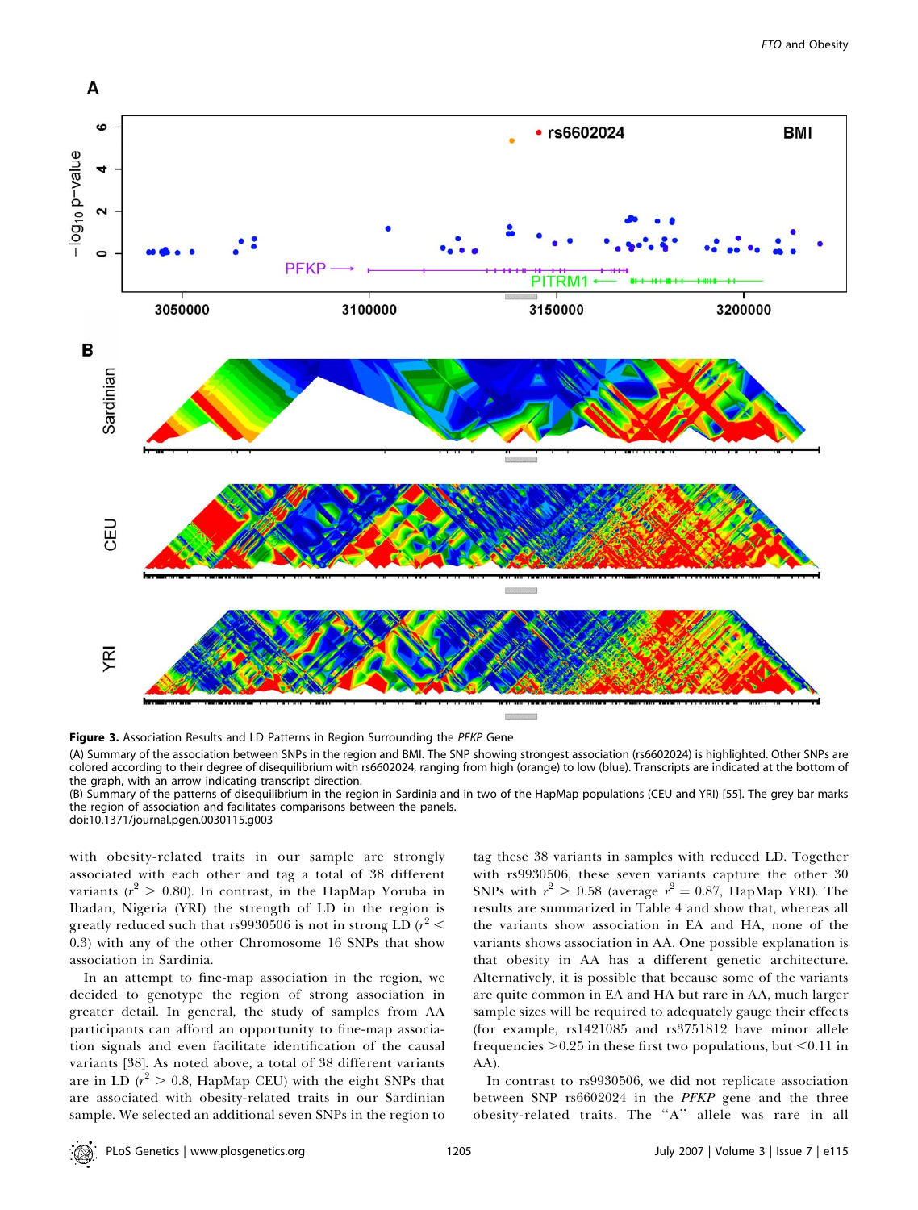**Figure 3.** Association Results and LD Patterns in Region Surrounding the *PFKP* Gene

(A) Summary of the association between SNPs in the region and BMI. The SNP showing strongest association (rs6602024) is highlighted. Other SNPs are colored according to their degree of disequilibrium with rs6602024, ranging from high (orange) to low (blue). Transcripts are indicated at the bottom of the graph, with an arrow indicating transcript direction.

(B) Summary of the patterns of disequilibrium in the region in Sardinia and in two of the HapMap populations (CEU and YRI) [55]. The grey bar marks the region of association and facilitates comparisons between the panels.

doi:10.1371/journal.pgen.0030115.g003

with obesity-related traits in our sample are strongly associated with each other and tag a total of 38 different variants ($r^2 > 0.80$). In contrast, in the HapMap Yoruba in Ibadan, Nigeria (YRI) the strength of LD in the region is greatly reduced such that rs9930506 is not in strong LD ($r^2 < 0.3$) with any of the other Chromosome 16 SNPs that show association in Sardinia.

In an attempt to fine-map association in the region, we decided to genotype the region of strong association in greater detail. In general, the study of samples from AA participants can afford an opportunity to fine-map association signals and even facilitate identification of the causal variants [38]. As noted above, a total of 38 different variants are in LD ($r^2 > 0.8$, HapMap CEU) with the eight SNPs that are associated with obesity-related traits in our Sardinian sample. We selected an additional seven SNPs in the region to tag these 38 variants in samples with reduced LD. Together with rs9930506, these seven variants capture the other 30 SNPs with $r^2 > 0.58$ (average $r^2 = 0.87$, HapMap YRI). The results are summarized in Table 4 and show that, whereas all the variants show association in EA and HA, none of the variants shows association in AA. One possible explanation is that obesity in AA has a different genetic architecture. Alternatively, it is possible that because some of the variants are quite common in EA and HA but rare in AA, much larger sample sizes will be required to adequately gauge their effects (for example, rs1421085 and rs3751812 have minor allele frequencies >0.25 in these first two populations, but <0.11 in AA).

In contrast to rs9930506, we did not replicate association between SNP rs6602024 in the *PFKP* gene and the three obesity-related traits. The "A" allele was rare in all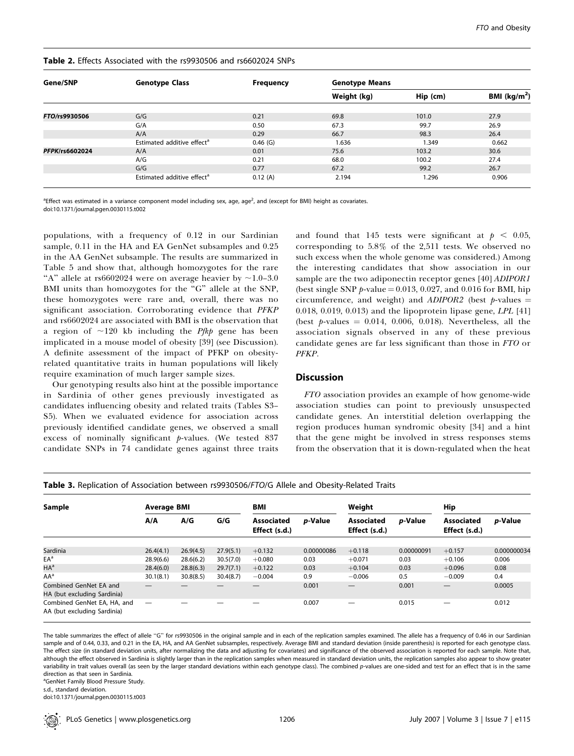**Table 2.** Effects Associated with the rs9930506 and rs6602024 SNPs

| Gene/SNP | Genotype Class | Frequency | Genotype Means | | |
|---|---|---|---|---|---|
| | | | Weight (kg) | Hip (cm) | BMI (kg/m$^2$) |
| *FTO*/rs9930506 | G/G | 0.21 | 69.8 | 101.0 | 27.9 |
| | G/A | 0.50 | 67.3 | 99.7 | 26.9 |
| | A/A | 0.29 | 66.7 | 98.3 | 26.4 |
| | Estimated additive effect[a] | 0.46 (G) | 1.636 | 1.349 | 0.662 |
| *PFPK*/rs6602024 | A/A | 0.01 | 75.6 | 103.2 | 30.6 |
| | A/G | 0.21 | 68.0 | 100.2 | 27.4 |
| | G/G | 0.77 | 67.2 | 99.2 | 26.7 |
| | Estimated additive effect[a] | 0.12 (A) | 2.194 | 1.296 | 0.906 |

[a]Effect was estimated in a variance component model including sex, age, age$^2$, and (except for BMI) height as covariates.
doi:10.1371/journal.pgen.0030115.t002

populations, with a frequency of 0.12 in our Sardinian sample, 0.11 in the HA and EA GenNet subsamples and 0.25 in the AA GenNet subsample. The results are summarized in Table 5 and show that, although homozygotes for the rare "A" allele at rs6602024 were on average heavier by ~1.0–3.0 BMI units than homozygotes for the "G" allele at the SNP, these homozygotes were rare and, overall, there was no significant association. Corroborating evidence that *PFKP* and rs6602024 are associated with BMI is the observation that a region of ~120 kb including the *Pfkp* gene has been implicated in a mouse model of obesity [39] (see Discussion). A definite assessment of the impact of PFKP on obesity-related quantitative traits in human populations will likely require examination of much larger sample sizes.

Our genotyping results also hint at the possible importance in Sardinia of other genes previously investigated as candidates influencing obesity and related traits (Tables S3–S5). When we evaluated evidence for association across previously identified candidate genes, we observed a small excess of nominally significant *p*-values. (We tested 837 candidate SNPs in 74 candidate genes against three traits and found that 145 tests were significant at $p < 0.05$, corresponding to 5.8% of the 2,511 tests. We observed no such excess when the whole genome was considered.) Among the interesting candidates that show association in our sample are the two adiponectin receptor genes [40] *ADIPOR1* (best single SNP *p*-value = 0.013, 0.027, and 0.016 for BMI, hip circumference, and weight) and *ADIPOR2* (best *p*-values = 0.018, 0.019, 0.013) and the lipoprotein lipase gene, *LPL* [41] (best *p*-values = 0.014, 0.006, 0.018). Nevertheless, all the association signals observed in any of these previous candidate genes are far less significant than those in *FTO* or *PFKP*.

## Discussion

*FTO* association provides an example of how genome-wide association studies can point to previously unsuspected candidate genes. An interstitial deletion overlapping the region produces human syndromic obesity [34] and a hint that the gene might be involved in stress responses stems from the observation that it is down-regulated when the heat

**Table 3.** Replication of Association between rs9930506/*FTO*/G Allele and Obesity-Related Traits

| Sample | Average BMI | | | BMI | | Weight | | Hip | |
|---|---|---|---|---|---|---|---|---|---|
| | A/A | A/G | G/G | Associated Effect (s.d.) | *p*-Value | Associated Effect (s.d.) | *p*-Value | Associated Effect (s.d.) | *p*-Value |
| Sardinia | 26.4(4.1) | 26.9(4.5) | 27.9(5.1) | +0.132 | 0.00000086 | +0.118 | 0.00000091 | +0.157 | 0.000000034 |
| EA[a] | 28.9(6.6) | 28.6(6.2) | 30.5(7.0) | +0.080 | 0.03 | +0.071 | 0.03 | +0.106 | 0.006 |
| HA[a] | 28.4(6.0) | 28.8(6.3) | 29.7(7.1) | +0.122 | 0.03 | +0.104 | 0.03 | +0.096 | 0.08 |
| AA[a] | 30.1(8.1) | 30.8(8.5) | 30.4(8.7) | −0.004 | 0.9 | −0.006 | 0.5 | −0.009 | 0.4 |
| Combined GenNet EA and HA (but excluding Sardinia) | — | — | — | — | 0.001 | — | 0.001 | — | 0.0005 |
| Combined GenNet EA, HA, and AA (but excluding Sardinia) | — | — | — | — | 0.007 | — | 0.015 | — | 0.012 |

The table summarizes the effect of allele "G" for rs9930506 in the original sample and in each of the replication samples examined. The allele has a frequency of 0.46 in our Sardinian sample and of 0.44, 0.33, and 0.21 in the EA, HA, and AA GenNet subsamples, respectively. Average BMI and standard deviation (inside parenthesis) is reported for each genotype class. The effect size (in standard deviation units, after normalizing the data and adjusting for covariates) and significance of the observed association is reported for each sample. Note that, although the effect observed in Sardinia is slightly larger than in the replication samples when measured in standard deviation units, the replication samples also appear to show greater variability in trait values overall (as seen by the larger standard deviations within each genotype class). The combined *p*-values are one-sided and test for an effect that is in the same direction as that seen in Sardinia.
[a]GenNet Family Blood Pressure Study.
s.d., standard deviation.
doi:10.1371/journal.pgen.0030115.t003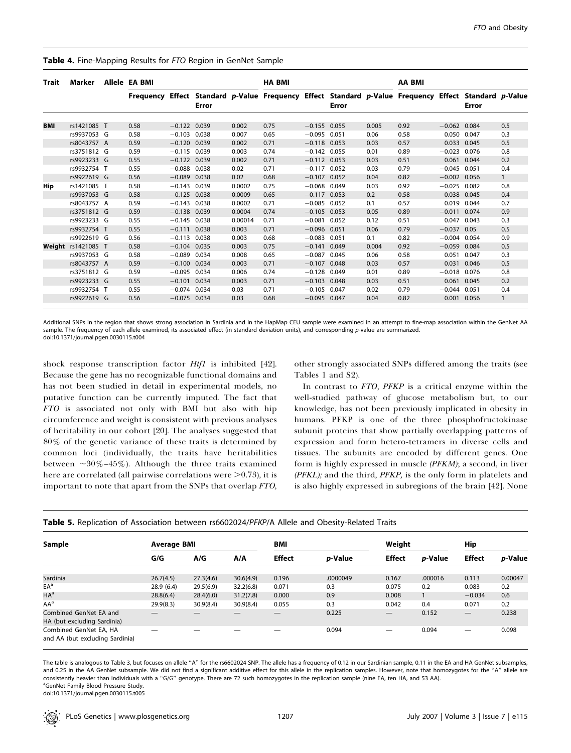**Table 4.** Fine-Mapping Results for *FTO* Region in GenNet Sample

| Trait | Marker | Allele | EA BMI | | | | HA BMI | | | | AA BMI | | | |
|---|---|---|---|---|---|---|---|---|---|---|---|---|---|---|
| | | | Frequency | Effect | Standard Error | *p*-Value | Frequency | Effect | Standard Error | *p*-Value | Frequency | Effect | Standard Error | *p*-Value |
| **BMI** | rs1421085 | T | 0.58 | −0.122 | 0.039 | 0.002 | 0.75 | −0.155 | 0.055 | 0.005 | 0.92 | −0.062 | 0.084 | 0.5 |
| | rs9937053 | G | 0.58 | −0.103 | 0.038 | 0.007 | 0.65 | −0.095 | 0.051 | 0.06 | 0.58 | 0.050 | 0.047 | 0.3 |
| | rs8043757 | A | 0.59 | −0.120 | 0.039 | 0.002 | 0.71 | −0.118 | 0.053 | 0.03 | 0.57 | 0.033 | 0.045 | 0.5 |
| | rs3751812 | G | 0.59 | −0.115 | 0.039 | 0.003 | 0.74 | −0.142 | 0.055 | 0.01 | 0.89 | −0.023 | 0.076 | 0.8 |
| | rs9923233 | G | 0.55 | −0.122 | 0.039 | 0.002 | 0.71 | −0.112 | 0.053 | 0.03 | 0.51 | 0.061 | 0.044 | 0.2 |
| | rs9932754 | T | 0.55 | −0.088 | 0.038 | 0.02 | 0.71 | −0.117 | 0.052 | 0.03 | 0.79 | −0.045 | 0.051 | 0.4 |
| | rs9922619 | G | 0.56 | −0.089 | 0.038 | 0.02 | 0.68 | −0.107 | 0.052 | 0.04 | 0.82 | −0.002 | 0.056 | 1 |
| **Hip** | rs1421085 | T | 0.58 | −0.143 | 0.039 | 0.0002 | 0.75 | −0.068 | 0.049 | 0.03 | 0.92 | −0.025 | 0.082 | 0.8 |
| | rs9937053 | G | 0.58 | −0.125 | 0.038 | 0.0009 | 0.65 | −0.117 | 0.053 | 0.2 | 0.58 | 0.038 | 0.045 | 0.4 |
| | rs8043757 | A | 0.59 | −0.143 | 0.038 | 0.0002 | 0.71 | −0.085 | 0.052 | 0.1 | 0.57 | 0.019 | 0.044 | 0.7 |
| | rs3751812 | G | 0.59 | −0.138 | 0.039 | 0.0004 | 0.74 | −0.105 | 0.053 | 0.05 | 0.89 | −0.011 | 0.074 | 0.9 |
| | rs9923233 | G | 0.55 | −0.145 | 0.038 | 0.00014 | 0.71 | −0.081 | 0.052 | 0.12 | 0.51 | 0.047 | 0.043 | 0.3 |
| | rs9932754 | T | 0.55 | −0.111 | 0.038 | 0.003 | 0.71 | −0.096 | 0.051 | 0.06 | 0.79 | −0.037 | 0.05 | 0.5 |
| | rs9922619 | G | 0.56 | −0.113 | 0.038 | 0.003 | 0.68 | −0.083 | 0.051 | 0.1 | 0.82 | −0.004 | 0.054 | 0.9 |
| **Weight** | rs1421085 | T | 0.58 | −0.104 | 0.035 | 0.003 | 0.75 | −0.141 | 0.049 | 0.004 | 0.92 | −0.059 | 0.084 | 0.5 |
| | rs9937053 | G | 0.58 | −0.089 | 0.034 | 0.008 | 0.65 | −0.087 | 0.045 | 0.06 | 0.58 | 0.051 | 0.047 | 0.3 |
| | rs8043757 | A | 0.59 | −0.100 | 0.034 | 0.003 | 0.71 | −0.107 | 0.048 | 0.03 | 0.57 | 0.031 | 0.046 | 0.5 |
| | rs3751812 | G | 0.59 | −0.095 | 0.034 | 0.006 | 0.74 | −0.128 | 0.049 | 0.01 | 0.89 | −0.018 | 0.076 | 0.8 |
| | rs9923233 | G | 0.55 | −0.101 | 0.034 | 0.003 | 0.71 | −0.103 | 0.048 | 0.03 | 0.51 | 0.061 | 0.045 | 0.2 |
| | rs9932754 | T | 0.55 | −0.074 | 0.034 | 0.03 | 0.71 | −0.105 | 0.047 | 0.02 | 0.79 | −0.044 | 0.051 | 0.4 |
| | rs9922619 | G | 0.56 | −0.075 | 0.034 | 0.03 | 0.68 | −0.095 | 0.047 | 0.04 | 0.82 | 0.001 | 0.056 | 1 |

Additional SNPs in the region that shows strong association in Sardinia and in the HapMap CEU sample were examined in an attempt to fine-map association within the GenNet AA sample. The frequency of each allele examined, its associated effect (in standard deviation units), and corresponding *p*-value are summarized.
doi:10.1371/journal.pgen.0030115.t004

shock response transcription factor *Htf1* is inhibited [42]. Because the gene has no recognizable functional domains and has not been studied in detail in experimental models, no putative function can be currently imputed. The fact that *FTO* is associated not only with BMI but also with hip circumference and weight is consistent with previous analyses of heritability in our cohort [20]. The analyses suggested that 80% of the genetic variance of these traits is determined by common loci (individually, the traits have heritabilities between ~30%–45%). Although the three traits examined here are correlated (all pairwise correlations were >0.73), it is important to note that apart from the SNPs that overlap *FTO*, other strongly associated SNPs differed among the traits (see Tables 1 and S2).

In contrast to *FTO*, *PFKP* is a critical enzyme within the well-studied pathway of glucose metabolism but, to our knowledge, has not been previously implicated in obesity in humans. PFKP is one of the three phosphofructokinase subunit proteins that show partially overlapping patterns of expression and form hetero-tetramers in diverse cells and tissues. The subunits are encoded by different genes. One form is highly expressed in muscle *(PFKM)*; a second, in liver *(PFKL);* and the third, *PFKP*, is the only form in platelets and is also highly expressed in subregions of the brain [42]. None

**Table 5.** Replication of Association between rs6602024/*PFKP*/A Allele and Obesity-Related Traits

| Sample | Average BMI | | | BMI | | Weight | | Hip | |
|---|---|---|---|---|---|---|---|---|---|
| | G/G | A/G | A/A | Effect | *p*-Value | Effect | *p*-Value | Effect | *p*-Value |
| Sardinia | 26.7(4.5) | 27.3(4.6) | 30.6(4.9) | 0.196 | .0000049 | 0.167 | .000016 | 0.113 | 0.00047 |
| EA[a] | 28.9 (6.4) | 29.5(6.9) | 32.2(6.8) | 0.071 | 0.3 | 0.075 | 0.2 | 0.083 | 0.2 |
| HA[a] | 28.8(6.4) | 28.4(6.0) | 31.2(7.8) | 0.000 | 0.9 | 0.008 | 1 | −0.034 | 0.6 |
| AA[a] | 29.9(8.3) | 30.9(8.4) | 30.9(8.4) | 0.055 | 0.3 | 0.042 | 0.4 | 0.071 | 0.2 |
| Combined GenNet EA and HA (but excluding Sardinia) | — | — | — | — | 0.225 | — | 0.152 | — | 0.238 |
| Combined GenNet EA, HA and AA (but excluding Sardinia) | — | — | — | — | 0.094 | — | 0.094 | — | 0.098 |

The table is analogous to Table 3, but focuses on allele "A" for the rs6602024 SNP. The allele has a frequency of 0.12 in our Sardinian sample, 0.11 in the EA and HA GenNet subsamples, and 0.25 in the AA GenNet subsample. We did not find a significant additive effect for this allele in the replication samples. However, note that homozygotes for the "A" allele are consistently heavier than individuals with a "G/G" genotype. There are 72 such homozygotes in the replication sample (nine EA, ten HA, and 53 AA).
[a]GenNet Family Blood Pressure Study.
doi:10.1371/journal.pgen.0030115.t005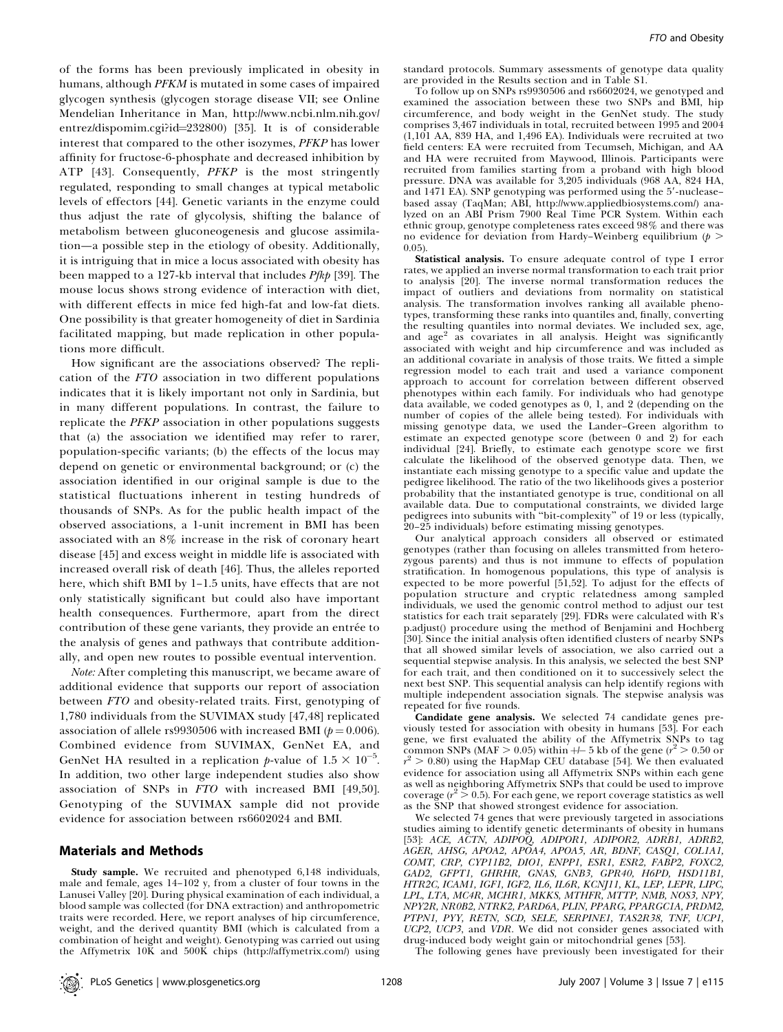of the forms has been previously implicated in obesity in humans, although *PFKM* is mutated in some cases of impaired glycogen synthesis (glycogen storage disease VII; see Online Mendelian Inheritance in Man, http://www.ncbi.nlm.nih.gov/entrez/dispomim.cgi?id=232800) [35]. It is of considerable interest that compared to the other isozymes, *PFKP* has lower affinity for fructose-6-phosphate and decreased inhibition by ATP [43]. Consequently, *PFKP* is the most stringently regulated, responding to small changes at typical metabolic levels of effectors [44]. Genetic variants in the enzyme could thus adjust the rate of glycolysis, shifting the balance of metabolism between gluconeogenesis and glucose assimilation—a possible step in the etiology of obesity. Additionally, it is intriguing that in mice a locus associated with obesity has been mapped to a 127-kb interval that includes *Pfkp* [39]. The mouse locus shows strong evidence of interaction with diet, with different effects in mice fed high-fat and low-fat diets. One possibility is that greater homogeneity of diet in Sardinia facilitated mapping, but made replication in other populations more difficult.

How significant are the associations observed? The replication of the *FTO* association in two different populations indicates that it is likely important not only in Sardinia, but in many different populations. In contrast, the failure to replicate the *PFKP* association in other populations suggests that (a) the association we identified may refer to rarer, population-specific variants; (b) the effects of the locus may depend on genetic or environmental background; or (c) the association identified in our original sample is due to the statistical fluctuations inherent in testing hundreds of thousands of SNPs. As for the public health impact of the observed associations, a 1-unit increment in BMI has been associated with an 8% increase in the risk of coronary heart disease [45] and excess weight in middle life is associated with increased overall risk of death [46]. Thus, the alleles reported here, which shift BMI by 1–1.5 units, have effects that are not only statistically significant but could also have important health consequences. Furthermore, apart from the direct contribution of these gene variants, they provide an entrée to the analysis of genes and pathways that contribute additionally, and open new routes to possible eventual intervention.

*Note:* After completing this manuscript, we became aware of additional evidence that supports our report of association between *FTO* and obesity-related traits. First, genotyping of 1,780 individuals from the SUVIMAX study [47,48] replicated association of allele rs9930506 with increased BMI ($p = 0.006$). Combined evidence from SUVIMAX, GenNet EA, and GenNet HA resulted in a replication *p*-value of $1.5 \times 10^{-5}$. In addition, two other large independent studies also show association of SNPs in *FTO* with increased BMI [49,50]. Genotyping of the SUVIMAX sample did not provide evidence for association between rs6602024 and BMI.

## Materials and Methods

**Study sample.** We recruited and phenotyped 6,148 individuals, male and female, ages 14–102 y, from a cluster of four towns in the Lanusei Valley [20]. During physical examination of each individual, a blood sample was collected (for DNA extraction) and anthropometric traits were recorded. Here, we report analyses of hip circumference, weight, and the derived quantity BMI (which is calculated from a combination of height and weight). Genotyping was carried out using the Affymetrix 10K and 500K chips (http://affymetrix.com/) using standard protocols. Summary assessments of genotype data quality are provided in the Results section and in Table S1.

To follow up on SNPs rs9930506 and rs6602024, we genotyped and examined the association between these two SNPs and BMI, hip circumference, and body weight in the GenNet study. The study comprises 3,467 individuals in total, recruited between 1995 and 2004 (1,101 AA, 839 HA, and 1,496 EA). Individuals were recruited at two field centers: EA were recruited from Tecumseh, Michigan, and AA and HA were recruited from Maywood, Illinois. Participants were recruited from families starting from a proband with high blood pressure. DNA was available for 3,205 individuals (968 AA, 824 HA, and 1471 EA). SNP genotyping was performed using the 5′-nuclease–based assay (TaqMan; ABI, http://www.appliedbiosystems.com/) analyzed on an ABI Prism 7900 Real Time PCR System. Within each ethnic group, genotype completeness rates exceed 98% and there was no evidence for deviation from Hardy–Weinberg equilibrium ($p > 0.05$).

**Statistical analysis.** To ensure adequate control of type I error rates, we applied an inverse normal transformation to each trait prior to analysis [20]. The inverse normal transformation reduces the impact of outliers and deviations from normality on statistical analysis. The transformation involves ranking all available phenotypes, transforming these ranks into quantiles and, finally, converting the resulting quantiles into normal deviates. We included sex, age, and age$^2$ as covariates in all analysis. Height was significantly associated with weight and hip circumference and was included as an additional covariate in analysis of those traits. We fitted a simple regression model to each trait and used a variance component approach to account for correlation between different observed phenotypes within each family. For individuals who had genotype data available, we coded genotypes as 0, 1, and 2 (depending on the number of copies of the allele being tested). For individuals with missing genotype data, we used the Lander–Green algorithm to estimate an expected genotype score (between 0 and 2) for each individual [24]. Briefly, to estimate each genotype score we first calculate the likelihood of the observed genotype data. Then, we instantiate each missing genotype to a specific value and update the pedigree likelihood. The ratio of the two likelihoods gives a posterior probability that the instantiated genotype is true, conditional on all available data. Due to computational constraints, we divided large pedigrees into subunits with "bit-complexity" of 19 or less (typically, 20–25 individuals) before estimating missing genotypes.

Our analytical approach considers all observed or estimated genotypes (rather than focusing on alleles transmitted from heterozygous parents) and thus is not immune to effects of population stratification. In homogenous populations, this type of analysis is expected to be more powerful [51,52]. To adjust for the effects of population structure and cryptic relatedness among sampled individuals, we used the genomic control method to adjust our test statistics for each trait separately [29]. FDRs were calculated with R's p.adjust() procedure using the method of Benjamini and Hochberg [30]. Since the initial analysis often identified clusters of nearby SNPs that all showed similar levels of association, we also carried out a sequential stepwise analysis. In this analysis, we selected the best SNP for each trait, and then conditioned on it to successively select the next best SNP. This sequential analysis can help identify regions with multiple independent association signals. The stepwise analysis was repeated for five rounds.

**Candidate gene analysis.** We selected 74 candidate genes previously tested for association with obesity in humans [53]. For each gene, we first evaluated the ability of the Affymetrix SNPs to tag common SNPs (MAF > 0.05) within +/− 5 kb of the gene ($r^2 > 0.50$ or $r^2 > 0.80$) using the HapMap CEU database [54]. We then evaluated evidence for association using all Affymetrix SNPs within each gene as well as neighboring Affymetrix SNPs that could be used to improve coverage ($r^2 > 0.5$). For each gene, we report coverage statistics as well as the SNP that showed strongest evidence for association.

We selected 74 genes that were previously targeted in associations studies aiming to identify genetic determinants of obesity in humans [53]: *ACE, ACTN, ADIPOQ, ADIPOR1, ADIPOR2, ADRB1, ADRB2, AGER, AHSG, APOA2, APOA4, APOA5, AR, BDNF, CASQ1, COL1A1, COMT, CRP, CYP11B2, DIO1, ENPP1, ESR1, ESR2, FABP2, FOXC2, GAD2, GFPT1, GHRHR, GNAS, GNB3, GPR40, H6PD, HSD11B1, HTR2C, ICAM1, IGF1, IGF2, IL6, IL6R, KCNJ11, KL, LEP, LEPR, LIPC, LPL, LTA, MC4R, MCHR1, MKKS, MTHFR, MTTP, NMB, NOS3, NPY, NPY2R, NR0B2, NTRK2, PARD6A, PLIN, PPARG, PPARGC1A, PRDM2, PTPN1, PYY, RETN, SCD, SELE, SERPINE1, TAS2R38, TNF, UCP1, UCP2, UCP3,* and *VDR*. We did not consider genes associated with drug-induced body weight gain or mitochondrial genes [53].

The following genes have previously been investigated for their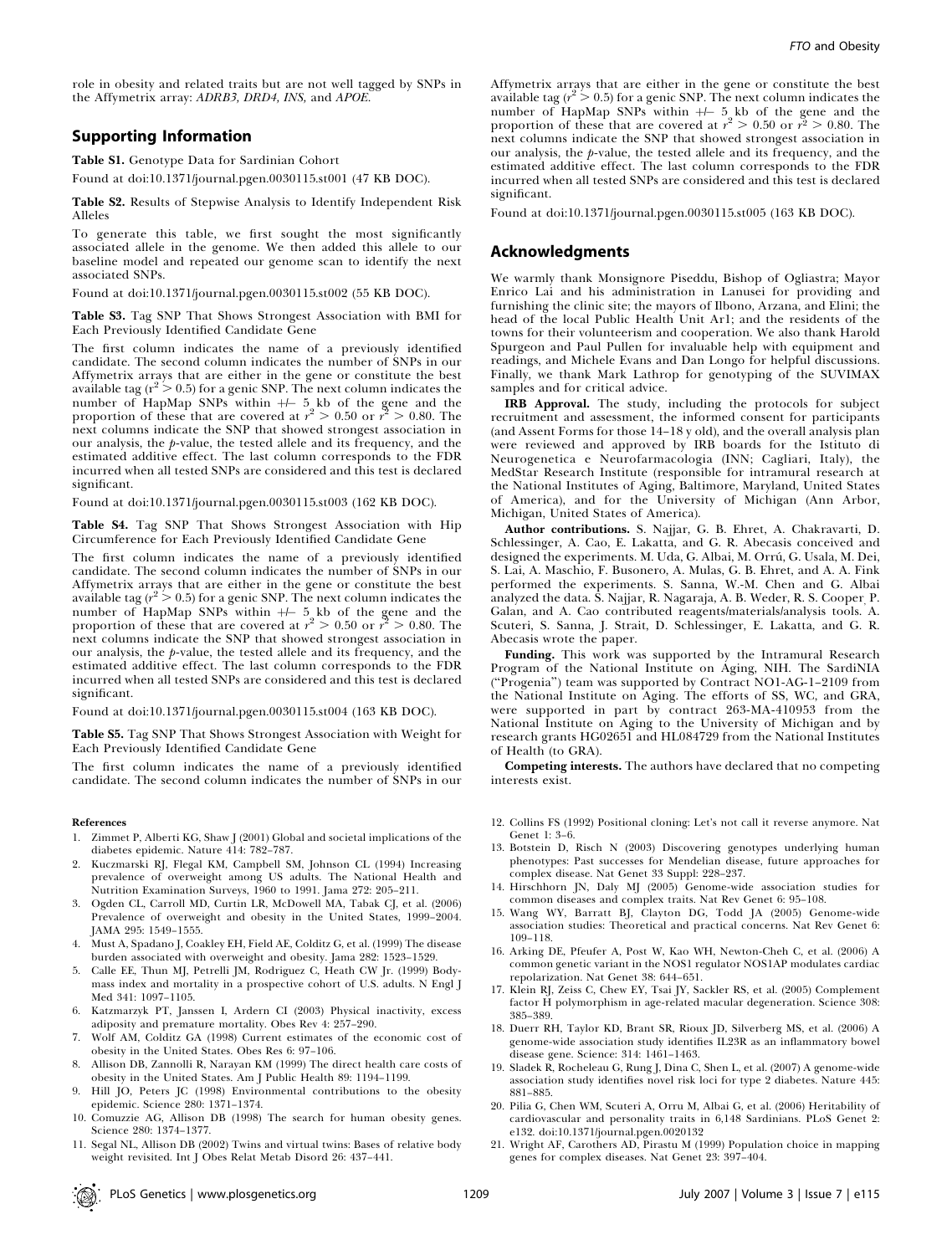role in obesity and related traits but are not well tagged by SNPs in the Affymetrix array: *ADRB3, DRD4, INS,* and *APOE*.

## Supporting Information

**Table S1.** Genotype Data for Sardinian Cohort

Found at doi:10.1371/journal.pgen.0030115.st001 (47 KB DOC).

**Table S2.** Results of Stepwise Analysis to Identify Independent Risk Alleles

To generate this table, we first sought the most significantly associated allele in the genome. We then added this allele to our baseline model and repeated our genome scan to identify the next associated SNPs.

Found at doi:10.1371/journal.pgen.0030115.st002 (55 KB DOC).

**Table S3.** Tag SNP That Shows Strongest Association with BMI for Each Previously Identified Candidate Gene

The first column indicates the name of a previously identified candidate. The second column indicates the number of SNPs in our Affymetrix arrays that are either in the gene or constitute the best available tag ($r^2 > 0.5$) for a genic SNP. The next column indicates the number of HapMap SNPs within +/− 5 kb of the gene and the proportion of these that are covered at $r^2 > 0.50$ or $r^2 > 0.80$. The next columns indicate the SNP that showed strongest association in our analysis, the *p*-value, the tested allele and its frequency, and the estimated additive effect. The last column corresponds to the FDR incurred when all tested SNPs are considered and this test is declared significant.

Found at doi:10.1371/journal.pgen.0030115.st003 (162 KB DOC).

**Table S4.** Tag SNP That Shows Strongest Association with Hip Circumference for Each Previously Identified Candidate Gene

The first column indicates the name of a previously identified candidate. The second column indicates the number of SNPs in our Affymetrix arrays that are either in the gene or constitute the best available tag ($r^2 > 0.5$) for a genic SNP. The next column indicates the number of HapMap SNPs within +/− 5 kb of the gene and the proportion of these that are covered at $r^2 > 0.50$ or $r^2 > 0.80$. The next columns indicate the SNP that showed strongest association in our analysis, the *p*-value, the tested allele and its frequency, and the estimated additive effect. The last column corresponds to the FDR incurred when all tested SNPs are considered and this test is declared significant.

Found at doi:10.1371/journal.pgen.0030115.st004 (163 KB DOC).

**Table S5.** Tag SNP That Shows Strongest Association with Weight for Each Previously Identified Candidate Gene

The first column indicates the name of a previously identified candidate. The second column indicates the number of SNPs in our Affymetrix arrays that are either in the gene or constitute the best available tag ($r^2 > 0.5$) for a genic SNP. The next column indicates the number of HapMap SNPs within +/− 5 kb of the gene and the proportion of these that are covered at $r^2 > 0.50$ or $r^2 > 0.80$. The next columns indicate the SNP that showed strongest association in our analysis, the *p*-value, the tested allele and its frequency, and the estimated additive effect. The last column corresponds to the FDR incurred when all tested SNPs are considered and this test is declared significant.

Found at doi:10.1371/journal.pgen.0030115.st005 (163 KB DOC).

## Acknowledgments

We warmly thank Monsignore Piseddu, Bishop of Ogliastra; Mayor Enrico Lai and his administration in Lanusei for providing and furnishing the clinic site; the mayors of Ilbono, Arzana, and Elini; the head of the local Public Health Unit Ar1; and the residents of the towns for their volunteerism and cooperation. We also thank Harold Spurgeon and Paul Pullen for invaluable help with equipment and readings, and Michele Evans and Dan Longo for helpful discussions. Finally, we thank Mark Lathrop for genotyping of the SUVIMAX samples and for critical advice.

**IRB Approval.** The study, including the protocols for subject recruitment and assessment, the informed consent for participants (and Assent Forms for those 14–18 y old), and the overall analysis plan were reviewed and approved by IRB boards for the Istituto di Neurogenetica e Neurofarmacologia (INN; Cagliari, Italy), the MedStar Research Institute (responsible for intramural research at the National Institutes of Aging, Baltimore, Maryland, United States of America), and for the University of Michigan (Ann Arbor, Michigan, United States of America).

**Author contributions.** S. Najjar, G. B. Ehret, A. Chakravarti, D. Schlessinger, A. Cao, E. Lakatta, and G. R. Abecasis conceived and designed the experiments. M. Uda, G. Albai, M. Orrú, G. Usala, M. Dei, S. Lai, A. Maschio, F. Busonero, A. Mulas, G. B. Ehret, and A. A. Fink performed the experiments. S. Sanna, W.-M. Chen and G. Albai analyzed the data. S. Najjar, R. Nagaraja, A. B. Weder, R. S. Cooper, P. Galan, and A. Cao contributed reagents/materials/analysis tools. A. Scuteri, S. Sanna, J. Strait, D. Schlessinger, E. Lakatta, and G. R. Abecasis wrote the paper.

**Funding.** This work was supported by the Intramural Research Program of the National Institute on Aging, NIH. The SardiNIA ("Progenia") team was supported by Contract NO1-AG-1–2109 from the National Institute on Aging. The efforts of SS, WC, and GRA, were supported in part by contract 263-MA-410953 from the National Institute on Aging to the University of Michigan and by research grants HG02651 and HL084729 from the National Institutes of Health (to GRA).

**Competing interests.** The authors have declared that no competing interests exist.

### References

1. Zimmet P, Alberti KG, Shaw J (2001) Global and societal implications of the diabetes epidemic. Nature 414: 782–787.
2. Kuczmarski RJ, Flegal KM, Campbell SM, Johnson CL (1994) Increasing prevalence of overweight among US adults. The National Health and Nutrition Examination Surveys, 1960 to 1991. Jama 272: 205–211.
3. Ogden CL, Carroll MD, Curtin LR, McDowell MA, Tabak CJ, et al. (2006) Prevalence of overweight and obesity in the United States, 1999–2004. JAMA 295: 1549–1555.
4. Must A, Spadano J, Coakley EH, Field AE, Colditz G, et al. (1999) The disease burden associated with overweight and obesity. Jama 282: 1523–1529.
5. Calle EE, Thun MJ, Petrelli JM, Rodriguez C, Heath CW Jr. (1999) Body-mass index and mortality in a prospective cohort of U.S. adults. N Engl J Med 341: 1097–1105.
6. Katzmarzyk PT, Janssen I, Ardern CI (2003) Physical inactivity, excess adiposity and premature mortality. Obes Rev 4: 257–290.
7. Wolf AM, Colditz GA (1998) Current estimates of the economic cost of obesity in the United States. Obes Res 6: 97–106.
8. Allison DB, Zannolli R, Narayan KM (1999) The direct health care costs of obesity in the United States. Am J Public Health 89: 1194–1199.
9. Hill JO, Peters JC (1998) Environmental contributions to the obesity epidemic. Science 280: 1371–1374.
10. Comuzzie AG, Allison DB (1998) The search for human obesity genes. Science 280: 1374–1377.
11. Segal NL, Allison DB (2002) Twins and virtual twins: Bases of relative body weight revisited. Int J Obes Relat Metab Disord 26: 437–441.
12. Collins FS (1992) Positional cloning: Let's not call it reverse anymore. Nat Genet 1: 3–6.
13. Botstein D, Risch N (2003) Discovering genotypes underlying human phenotypes: Past successes for Mendelian disease, future approaches for complex disease. Nat Genet 33 Suppl: 228–237.
14. Hirschhorn JN, Daly MJ (2005) Genome-wide association studies for common diseases and complex traits. Nat Rev Genet 6: 95–108.
15. Wang WY, Barratt BJ, Clayton DG, Todd JA (2005) Genome-wide association studies: Theoretical and practical concerns. Nat Rev Genet 6: 109–118.
16. Arking DE, Pfeufer A, Post W, Kao WH, Newton-Cheh C, et al. (2006) A common genetic variant in the NOS1 regulator NOS1AP modulates cardiac repolarization. Nat Genet 38: 644–651.
17. Klein RJ, Zeiss C, Chew EY, Tsai JY, Sackler RS, et al. (2005) Complement factor H polymorphism in age-related macular degeneration. Science 308: 385–389.
18. Duerr RH, Taylor KD, Brant SR, Rioux JD, Silverberg MS, et al. (2006) A genome-wide association study identifies IL23R as an inflammatory bowel disease gene. Science: 314: 1461–1463.
19. Sladek R, Rocheleau G, Rung J, Dina C, Shen L, et al. (2007) A genome-wide association study identifies novel risk loci for type 2 diabetes. Nature 445: 881–885.
20. Pilia G, Chen WM, Scuteri A, Orru M, Albai G, et al. (2006) Heritability of cardiovascular and personality traits in 6,148 Sardinians. PLoS Genet 2: e132. doi:10.1371/journal.pgen.0020132
21. Wright AF, Carothers AD, Pirastu M (1999) Population choice in mapping genes for complex diseases. Nat Genet 23: 397–404.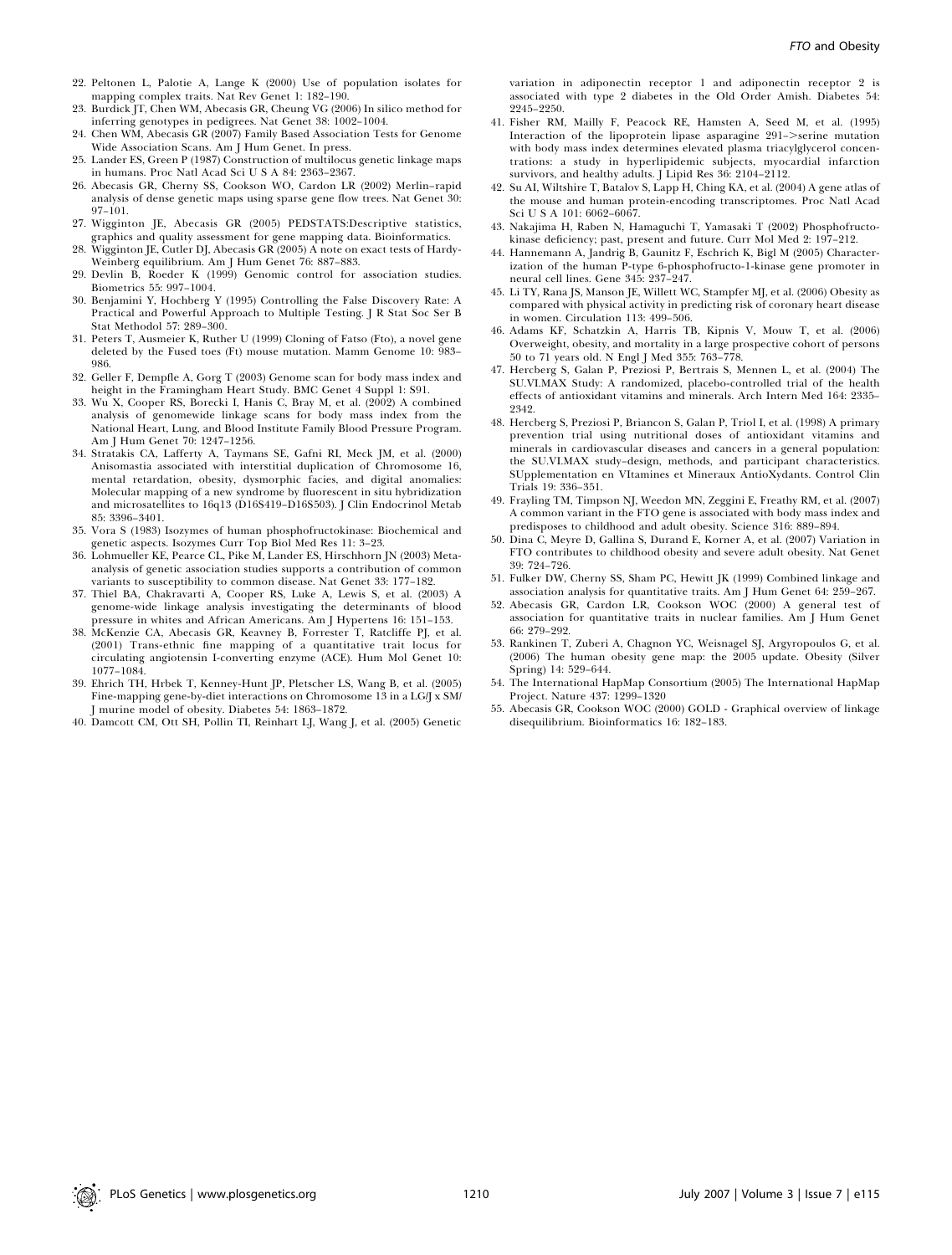22. Peltonen L, Palotie A, Lange K (2000) Use of population isolates for mapping complex traits. Nat Rev Genet 1: 182–190.
23. Burdick JT, Chen WM, Abecasis GR, Cheung VG (2006) In silico method for inferring genotypes in pedigrees. Nat Genet 38: 1002–1004.
24. Chen WM, Abecasis GR (2007) Family Based Association Tests for Genome Wide Association Scans. Am J Hum Genet. In press.
25. Lander ES, Green P (1987) Construction of multilocus genetic linkage maps in humans. Proc Natl Acad Sci U S A 84: 2363–2367.
26. Abecasis GR, Cherny SS, Cookson WO, Cardon LR (2002) Merlin–rapid analysis of dense genetic maps using sparse gene flow trees. Nat Genet 30: 97–101.
27. Wigginton JE, Abecasis GR (2005) PEDSTATS:Descriptive statistics, graphics and quality assessment for gene mapping data. Bioinformatics.
28. Wigginton JE, Cutler DJ, Abecasis GR (2005) A note on exact tests of Hardy-Weinberg equilibrium. Am J Hum Genet 76: 887–883.
29. Devlin B, Roeder K (1999) Genomic control for association studies. Biometrics 55: 997–1004.
30. Benjamini Y, Hochberg Y (1995) Controlling the False Discovery Rate: A Practical and Powerful Approach to Multiple Testing. J R Stat Soc Ser B Stat Methodol 57: 289–300.
31. Peters T, Ausmeier K, Ruther U (1999) Cloning of Fatso (Fto), a novel gene deleted by the Fused toes (Ft) mouse mutation. Mamm Genome 10: 983–986.
32. Geller F, Dempfle A, Gorg T (2003) Genome scan for body mass index and height in the Framingham Heart Study. BMC Genet 4 Suppl 1: S91.
33. Wu X, Cooper RS, Borecki I, Hanis C, Bray M, et al. (2002) A combined analysis of genomewide linkage scans for body mass index from the National Heart, Lung, and Blood Institute Family Blood Pressure Program. Am J Hum Genet 70: 1247–1256.
34. Stratakis CA, Lafferty A, Taymans SE, Gafni RI, Meck JM, et al. (2000) Anisomastia associated with interstitial duplication of Chromosome 16, mental retardation, obesity, dysmorphic facies, and digital anomalies: Molecular mapping of a new syndrome by fluorescent in situ hybridization and microsatellites to 16q13 (D16S419–D16S503). J Clin Endocrinol Metab 85: 3396–3401.
35. Vora S (1983) Isozymes of human phosphofructokinase: Biochemical and genetic aspects. Isozymes Curr Top Biol Med Res 11: 3–23.
36. Lohmueller KE, Pearce CL, Pike M, Lander ES, Hirschhorn JN (2003) Meta-analysis of genetic association studies supports a contribution of common variants to susceptibility to common disease. Nat Genet 33: 177–182.
37. Thiel BA, Chakravarti A, Cooper RS, Luke A, Lewis S, et al. (2003) A genome-wide linkage analysis investigating the determinants of blood pressure in whites and African Americans. Am J Hypertens 16: 151–153.
38. McKenzie CA, Abecasis GR, Keavney B, Forrester T, Ratcliffe PJ, et al. (2001) Trans-ethnic fine mapping of a quantitative trait locus for circulating angiotensin I-converting enzyme (ACE). Hum Mol Genet 10: 1077–1084.
39. Ehrich TH, Hrbek T, Kenney-Hunt JP, Pletscher LS, Wang B, et al. (2005) Fine-mapping gene-by-diet interactions on Chromosome 13 in a LG/J x SM/J murine model of obesity. Diabetes 54: 1863–1872.
40. Damcott CM, Ott SH, Pollin TI, Reinhart LJ, Wang J, et al. (2005) Genetic variation in adiponectin receptor 1 and adiponectin receptor 2 is associated with type 2 diabetes in the Old Order Amish. Diabetes 54: 2245–2250.
41. Fisher RM, Mailly F, Peacock RE, Hamsten A, Seed M, et al. (1995) Interaction of the lipoprotein lipase asparagine 291–>serine mutation with body mass index determines elevated plasma triacylglycerol concentrations: a study in hyperlipidemic subjects, myocardial infarction survivors, and healthy adults. J Lipid Res 36: 2104–2112.
42. Su AI, Wiltshire T, Batalov S, Lapp H, Ching KA, et al. (2004) A gene atlas of the mouse and human protein-encoding transcriptomes. Proc Natl Acad Sci U S A 101: 6062–6067.
43. Nakajima H, Raben N, Hamaguchi T, Yamasaki T (2002) Phosphofructokinase deficiency; past, present and future. Curr Mol Med 2: 197–212.
44. Hannemann A, Jandrig B, Gaunitz F, Eschrich K, Bigl M (2005) Characterization of the human P-type 6-phosphofructo-1-kinase gene promoter in neural cell lines. Gene 345: 237–247.
45. Li TY, Rana JS, Manson JE, Willett WC, Stampfer MJ, et al. (2006) Obesity as compared with physical activity in predicting risk of coronary heart disease in women. Circulation 113: 499–506.
46. Adams KF, Schatzkin A, Harris TB, Kipnis V, Mouw T, et al. (2006) Overweight, obesity, and mortality in a large prospective cohort of persons 50 to 71 years old. N Engl J Med 355: 763–778.
47. Hercberg S, Galan P, Preziosi P, Bertrais S, Mennen L, et al. (2004) The SU.VI.MAX Study: A randomized, placebo-controlled trial of the health effects of antioxidant vitamins and minerals. Arch Intern Med 164: 2335–2342.
48. Hercberg S, Preziosi P, Briancon S, Galan P, Triol I, et al. (1998) A primary prevention trial using nutritional doses of antioxidant vitamins and minerals in cardiovascular diseases and cancers in a general population: the SU.VI.MAX study–design, methods, and participant characteristics. SUpplementation en VItamines et Mineraux AntioXydants. Control Clin Trials 19: 336–351.
49. Frayling TM, Timpson NJ, Weedon MN, Zeggini E, Freathy RM, et al. (2007) A common variant in the FTO gene is associated with body mass index and predisposes to childhood and adult obesity. Science 316: 889–894.
50. Dina C, Meyre D, Gallina S, Durand E, Korner A, et al. (2007) Variation in FTO contributes to childhood obesity and severe adult obesity. Nat Genet 39: 724–726.
51. Fulker DW, Cherny SS, Sham PC, Hewitt JK (1999) Combined linkage and association analysis for quantitative traits. Am J Hum Genet 64: 259–267.
52. Abecasis GR, Cardon LR, Cookson WOC (2000) A general test of association for quantitative traits in nuclear families. Am J Hum Genet 66: 279–292.
53. Rankinen T, Zuberi A, Chagnon YC, Weisnagel SJ, Argyropoulos G, et al. (2006) The human obesity gene map: the 2005 update. Obesity (Silver Spring) 14: 529–644.
54. The International HapMap Consortium (2005) The International HapMap Project. Nature 437: 1299–1320
55. Abecasis GR, Cookson WOC (2000) GOLD - Graphical overview of linkage disequilibrium. Bioinformatics 16: 182–183.